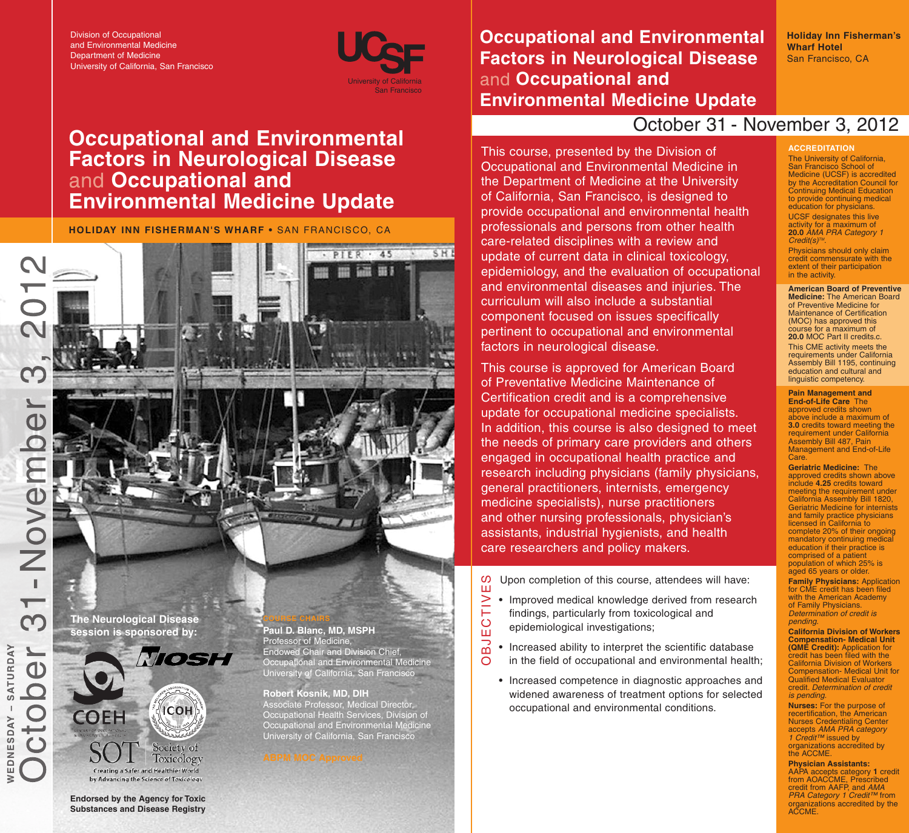Division of Occupational and Environmental Medicine
Department of Medicine
University of California, San Francisco

UCSF University of California San Francisco

# Occupational and Environmental Factors in Neurological Disease and Occupational and Environmental Medicine Update

**HOLIDAY INN FISHERMAN'S WHARF** • SAN FRANCISCO, CA

WEDNESDAY – SATURDAY
October 31 - November 3, 2012

**The Neurological Disease session is sponsored by:**

NIOSH

COEH

ICOH

SOT Society of Toxicology — Creating a Safer and Healthier World by Advancing the Science of Toxicology

**Endorsed by the Agency for Toxic Substances and Disease Registry**

## COURSE CHAIRS

**Paul D. Blanc, MD, MSPH**
Professor of Medicine,
Endowed Chair and Division Chief,
Occupational and Environmental Medicine
University of California, San Francisco

**Robert Kosnik, MD, DIH**
Associate Professor, Medical Director,
Occupational Health Services, Division of Occupational and Environmental Medicine
University of California, San Francisco

ABPM MOC Approved

# Occupational and Environmental Factors in Neurological Disease and Occupational and Environmental Medicine Update

**Holiday Inn Fisherman's Wharf Hotel**
San Francisco, CA

October 31 - November 3, 2012

This course, presented by the Division of Occupational and Environmental Medicine in the Department of Medicine at the University of California, San Francisco, is designed to provide occupational and environmental health professionals and persons from other health care-related disciplines with a review and update of current data in clinical toxicology, epidemiology, and the evaluation of occupational and environmental diseases and injuries. The curriculum will also include a substantial component focused on issues specifically pertinent to occupational and environmental factors in neurological disease.

This course is approved for American Board of Preventative Medicine Maintenance of Certification credit and is a comprehensive update for occupational medicine specialists. In addition, this course is also designed to meet the needs of primary care providers and others engaged in occupational health practice and research including physicians (family physicians, general practitioners, internists, emergency medicine specialists), nurse practitioners and other nursing professionals, physician's assistants, industrial hygienists, and health care researchers and policy makers.

## OBJECTIVES

Upon completion of this course, attendees will have:

- Improved medical knowledge derived from research findings, particularly from toxicological and epidemiological investigations;
- Increased ability to interpret the scientific database in the field of occupational and environmental health;
- Increased competence in diagnostic approaches and widened awareness of treatment options for selected occupational and environmental conditions.

## ACCREDITATION

The University of California, San Francisco School of Medicine (UCSF) is accredited by the Accreditation Council for Continuing Medical Education to provide continuing medical education for physicians.

UCSF designates this live activity for a maximum of **20.0** *AMA PRA Category 1 Credit(s)™*.

Physicians should only claim credit commensurate with the extent of their participation in the activity.

**American Board of Preventive Medicine:** The American Board of Preventive Medicine for Maintenance of Certification (MOC) has approved this course for a maximum of **20.0** MOC Part II credits.c.

This CME activity meets the requirements under California Assembly Bill 1195, continuing education and cultural and linguistic competency.

**Pain Management and End-of-Life Care** The approved credits shown above include a maximum of **3.0** credits toward meeting the requirement under California Assembly Bill 487, Pain Management and End-of-Life Care.

**Geriatric Medicine:** The approved credits shown above include **4.25** credits toward meeting the requirement under California Assembly Bill 1820, Geriatric Medicine for internists and family practice physicians licensed in California to complete 20% of their ongoing mandatory continuing medical education if their practice is comprised of a patient population of which 25% is aged 65 years or older.

**Family Physicians:** Application for CME credit has been filed with the American Academy of Family Physicians. *Determination of credit is pending.*

**California Division of Workers Compensation- Medical Unit (QME Credit):** Application for credit has been filed with the California Division of Workers Compensation- Medical Unit for Qualified Medical Evaluator credit. *Determination of credit is pending.*

**Nurses:** For the purpose of recertification, the American Nurses Credentialing Center accepts *AMA PRA category 1 Credit™* issued by organizations accredited by the ACCME.

**Physician Assistants:** AAPA accepts category **1** credit from AOACCME, Prescribed credit from AAFP, and *AMA PRA Category 1 Credit™* from organizations accredited by the ACCME.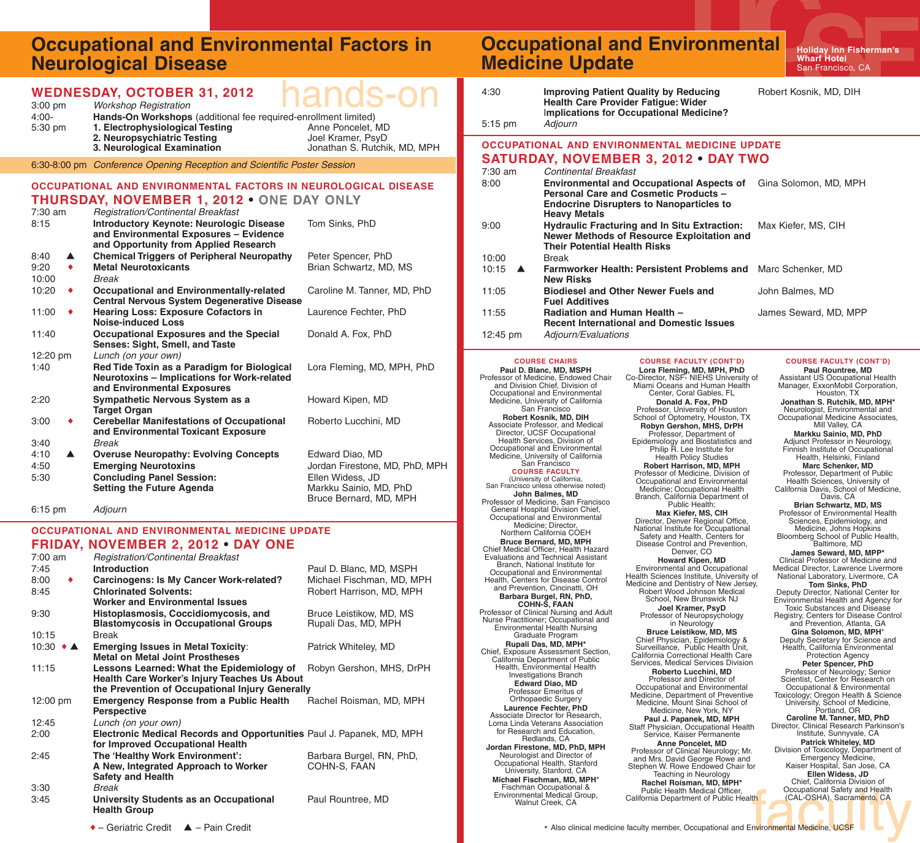# Occupational and Environmental Factors in Neurological Disease

## WEDNESDAY, OCTOBER 31, 2012

hands-on

| Time | Session | Faculty |
|---|---|---|
| 3:00 pm | *Workshop Registration* | |
| 4:00-5:30 pm | **Hands-On Workshops** (additional fee required-enrollment limited) | |
| | **1. Electrophysiological Testing** | Anne Poncelet, MD |
| | **2. Neuropsychiatric Testing** | Joel Kramer, PsyD |
| | **3. Neurological Examination** | Jonathan S. Rutchik, MD, MPH |
| 6:30-8:00 pm | *Conference Opening Reception and Scientific Poster Session* | |

## OCCUPATIONAL AND ENVIRONMENTAL FACTORS IN NEUROLOGICAL DISEASE

## THURSDAY, NOVEMBER 1, 2012 • ONE DAY ONLY

| Time | Credit | Session | Faculty |
|---|---|---|---|
| 7:30 am | | *Registration/Continental Breakfast* | |
| 8:15 | | **Introductory Keynote: Neurologic Disease and Environmental Exposures – Evidence and Opportunity from Applied Research** | Tom Sinks, PhD |
| 8:40 | ▲ | **Chemical Triggers of Peripheral Neuropathy** | Peter Spencer, PhD |
| 9:20 | ♦ | **Metal Neurotoxicants** | Brian Schwartz, MD, MS |
| 10:00 | | *Break* | |
| 10:20 | ♦ | **Occupational and Environmentally-related Central Nervous System Degenerative Disease** | Caroline M. Tanner, MD, PhD |
| 11:00 | ♦ | **Hearing Loss: Exposure Cofactors in Noise-induced Loss** | Laurence Fechter, PhD |
| 11:40 | | **Occupational Exposures and the Special Senses: Sight, Smell, and Taste** | Donald A. Fox, PhD |
| 12:20 pm | | *Lunch (on your own)* | |
| 1:40 | | **Red Tide Toxin as a Paradigm for Biological Neurotoxins – Implications for Work-related and Environmental Exposures** | Lora Fleming, MD, MPH, PhD |
| 2:20 | | **Sympathetic Nervous System as a Target Organ** | Howard Kipen, MD |
| 3:00 | ♦ | **Cerebellar Manifestations of Occupational and Environmental Toxicant Exposure** | Roberto Lucchini, MD |
| 3:40 | | *Break* | |
| 4:10 | ▲ | **Overuse Neuropathy: Evolving Concepts** | Edward Diao, MD |
| 4:50 | | **Emerging Neurotoxins** | Jordan Firestone, MD, PhD, MPH |
| 5:30 | | **Concluding Panel Session: Setting the Future Agenda** | Ellen Widess, JD; Markku Sainio, MD, PhD; Bruce Bernard, MD, MPH |
| 6:15 pm | | *Adjourn* | |

## OCCUPATIONAL AND ENVIRONMENTAL MEDICINE UPDATE

## FRIDAY, NOVEMBER 2, 2012 • DAY ONE

| Time | Credit | Session | Faculty |
|---|---|---|---|
| 7:00 am | | *Registration/Continental Breakfast* | |
| 7:45 | | **Introduction** | Paul D. Blanc, MD, MSPH |
| 8:00 | ♦ | **Carcinogens: Is My Cancer Work-related?** | Michael Fischman, MD, MPH |
| 8:45 | | **Chlorinated Solvents: Worker and Environmental Issues** | Robert Harrison, MD, MPH |
| 9:30 | | **Histoplasmosis, Coccidiomycosis, and Blastomycosis in Occupational Groups** | Bruce Leistikow, MD, MS; Rupali Das, MD, MPH |
| 10:15 | | Break | |
| 10:30 | ♦ ▲ | **Emerging Issues in Metal Toxicity: Metal on Metal Joint Prostheses** | Patrick Whiteley, MD |
| 11:15 | | **Lessons Learned: What the Epidemiology of Health Care Worker's Injury Teaches Us About the Prevention of Occupational Injury Generally** | Robyn Gershon, MHS, DrPH |
| 12:00 pm | | **Emergency Response from a Public Health Perspective** | Rachel Roisman, MD, MPH |
| 12:45 | | *Lunch (on your own)* | |
| 2:00 | | **Electronic Medical Records and Opportunities for Improved Occupational Health** | Paul J. Papanek, MD, MPH |
| 2:45 | | **The 'Healthy Work Environment': A New, Integrated Approach to Worker Safety and Health** | Barbara Burgel, RN, PhD, COHN-S, FAAN |
| 3:30 | | *Break* | |
| 3:45 | | **University Students as an Occupational Health Group** | Paul Rountree, MD |

♦ – Geriatric Credit ▲ – Pain Credit

# Occupational and Environmental Medicine Update

**Holiday Inn Fisherman's Wharf Hotel**
San Francisco, CA

| Time | Credit | Session | Faculty |
|---|---|---|---|
| 4:30 | | **Improving Patient Quality by Reducing Health Care Provider Fatigue: Wider Implications for Occupational Medicine?** | Robert Kosnik, MD, DIH |
| 5:15 pm | | *Adjourn* | |

## OCCUPATIONAL AND ENVIRONMENTAL MEDICINE UPDATE

## SATURDAY, NOVEMBER 3, 2012 • DAY TWO

| Time | Credit | Session | Faculty |
|---|---|---|---|
| 7:30 am | | *Continental Breakfast* | |
| 8:00 | | **Environmental and Occupational Aspects of Personal Care and Cosmetic Products – Endocrine Disrupters to Nanoparticles to Heavy Metals** | Gina Solomon, MD, MPH |
| 9:00 | | **Hydraulic Fracturing and In Situ Extraction: Newer Methods of Resource Exploitation and Their Potential Health Risks** | Max Kiefer, MS, CIH |
| 10:00 | | Break | |
| 10:15 | ▲ | **Farmworker Health: Persistent Problems and New Risks** | Marc Schenker, MD |
| 11:05 | | **Biodiesel and Other Newer Fuels and Fuel Additives** | John Balmes, MD |
| 11:55 | | **Radiation and Human Health – Recent International and Domestic Issues** | James Seward, MD, MPP |
| 12:45 pm | | *Adjourn/Evaluations* | |

### COURSE CHAIRS

**Paul D. Blanc, MD, MSPH**
Professor of Medicine, Endowed Chair and Division Chief, Division of Occupational and Environmental Medicine, University of California San Francisco

**Robert Kosnik, MD, DIH**
Associate Professor, and Medical Director, UCSF Occupational Health Services, Division of Occupational and Environmental Medicine, University of California San Francisco

### COURSE FACULTY

(University of California, San Francisco unless otherwise noted)

**John Balmes, MD**
Professor of Medicine, San Francisco General Hospital Division Chief, Occupational and Environmental Medicine; Director, Northern California COEH

**Bruce Bernard, MD, MPH**
Chief Medical Officer, Health Hazard Evaluations and Technical Assistant Branch, National Institute for Occupational and Environmental Health, Centers for Disease Control and Prevention, Cincinatti, OH

**Barbara Burgel, RN, PhD, COHN-S, FAAN**
Professor of Clinical Nursing and Adult Nurse Practitioner; Occupational and Environmental Health Nursing Graduate Program

**Rupali Das, MD, MPH***
Chief, Exposure Assessment Section, California Department of Public Health, Environmental Health Investigations Branch

**Edward Diao, MD**
Professor Emeritus of Orthopaedic Surgery

**Laurence Fechter, PhD**
Associate Director for Research, Loma Linda Veterans Association for Research and Education, Redlands, CA

**Jordan Firestone, MD, PhD, MPH**
Neurologist and Director of Occupational Health, Stanford University, Stanford, CA

**Michael Fischman, MD, MPH***
Fischman Occupational & Environmental Medical Group, Walnut Creek, CA

### COURSE FACULTY (CONT'D)

**Lora Fleming, MD, MPH, PhD**
Co-Director, NSF- NIEHS University of Miami Oceans and Human Health Center, Coral Gables, FL

**Donald A. Fox, PhD**
Professor, University of Houston School of Optometry, Houston, TX

**Robyn Gershon, MHS, DrPH**
Professor, Department of Epidemiology and Biostatistics and Philip R. Lee Institute for Health Policy Studies

**Robert Harrison, MD, MPH**
Professor of Medicine, Division of Occupational and Environmental Medicine; Occupational Health Branch, California Department of Public Health;

**Max Kiefer, MS, CIH**
Director, Denver Regional Office, National Institute for Occupational Safety and Health, Centers for Disease Control and Prevention, Denver, CO

**Howard Kipen, MD**
Environmental and Occupational Health Sciences Institute, University of Medicine and Dentistry of New Jersey, Robert Wood Johnson Medical School, New Brunswick NJ

**Joel Kramer, PsyD**
Professor of Neuropsychology in Neurology

**Bruce Leistikow, MD, MS**
Chief Physician, Epidemiology & Surveillance, Public Health Unit, California Correctional Health Care Services, Medical Services Division

**Roberto Lucchini, MD**
Professor and Director of Occupational and Environmental Medicine, Department of Preventive Medicine, Mount Sinai School of Medicine, New York, NY

**Paul J. Papanek, MD, MPH**
Staff Physician, Occupational Health Service, Kaiser Permanente

**Anne Poncelet, MD**
Professor of Clinical Neurology; Mr. and Mrs. David George Rowe and Stephen W. Rowe Endowed Chair for Teaching in Neurology

**Rachel Roisman, MD, MPH***
Public Health Medical Officer, California Department of Public Health

### COURSE FACULTY (CONT'D)

**Paul Rountree, MD**
Assistant US Occupational Health Manager, ExxonMobil Corporation, Houston, TX

**Jonathan S. Rutchik, MD, MPH***
Neurologist, Environmental and Occupational Medicine Associates, Mill Valley, CA

**Markku Sainio, MD, PhD**
Adjunct Professor in Neurology, Finnish Institute of Occupational Health, Helsinki, Finland

**Marc Schenker, MD**
Professor, Department of Public Health Sciences, University of California Davis, School of Medicine, Davis, CA

**Brian Schwartz, MD, MS**
Professor of Environmental Health Sciences, Epidemiology, and Medicine, Johns Hopkins Bloomberg School of Public Health, Baltimore, MD

**James Seward, MD, MPP***
Clinical Professor of Medicine and Medical Director, Lawrence Livermore National Laboratory, Livermore, CA

**Tom Sinks, PhD**
Deputy Director, National Center for Environmental Health and Agency for Toxic Substances and Disease Registry, Centers for Disease Control and Prevention, Atlanta, GA

**Gina Solomon, MD, MPH***
Deputy Secretary for Science and Health, California Environmental Protection Agency

**Peter Spencer, PhD**
Professor of Neurology; Senior Scientist, Center for Research on Occupational & Environmental Toxicology; Oregon Health & Science University, School of Medicine, Portland, OR

**Caroline M. Tanner, MD, PhD**
Director, Clinical Research Parkinson's Institute, Sunnyvale, CA

**Patrick Whiteley, MD**
Division of Toxicology, Department of Emergency Medicine, Kaiser Hospital, San Jose, CA

**Ellen Widess, JD**
Chief, California Division of Occupational Safety and Health (CAL-OSHA), Sacramento, CA

\* Also clinical medicine faculty member, Occupational and Environmental Medicine, UCSF

faculty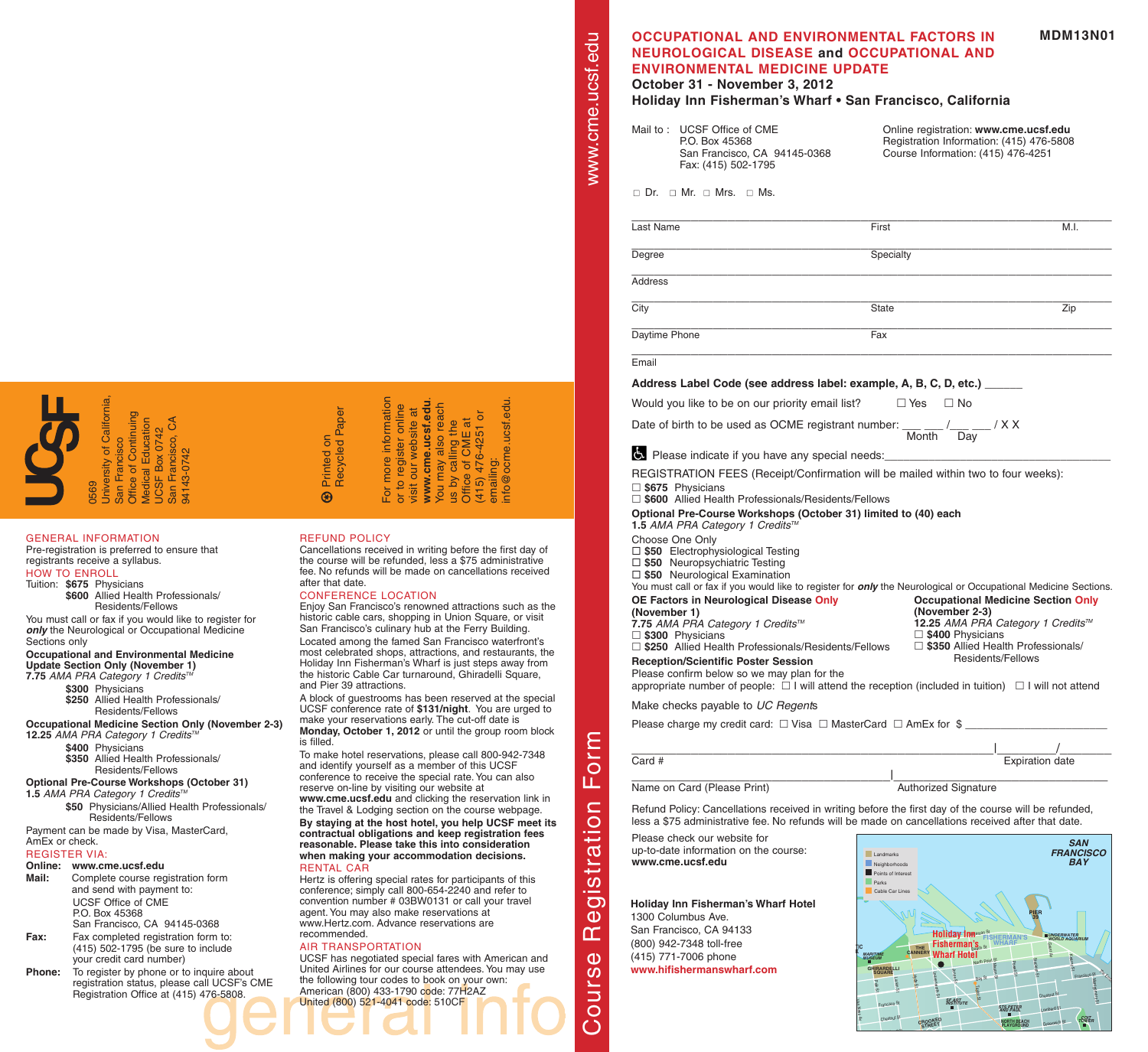UCSF

0569
University of California, San Francisco
Office of Continuing Medical Education
UCSF Box 0742
San Francisco, CA 94143-0742

Printed on Recycled Paper

For more information or to register online visit our website at **www.cme.ucsf.edu.** You may also reach us by calling the Office of CME at (415) 476-4251 or emailing: info@ocme.ucsf.edu.

## GENERAL INFORMATION

Pre-registration is preferred to ensure that registrants receive a syllabus.

## HOW TO ENROLL

Tuition: **$675** Physicians
**$600** Allied Health Professionals/ Residents/Fellows

You must call or fax if you would like to register for ***only*** the Neurological or Occupational Medicine Sections only

**Occupational and Environmental Medicine Update Section Only (November 1)**
**7.75** *AMA PRA Category 1 Credits™*
**$300** Physicians
**$250** Allied Health Professionals/ Residents/Fellows

**Occupational Medicine Section Only (November 2-3)**
**12.25** *AMA PRA Category 1 Credits™*
**$400** Physicians
**$350** Allied Health Professionals/ Residents/Fellows

**Optional Pre-Course Workshops (October 31)**
**1.5** *AMA PRA Category 1 Credits™*
**$50** Physicians/Allied Health Professionals/ Residents/Fellows

Payment can be made by Visa, MasterCard, AmEx or check.

## REGISTER VIA:

**Online:** **www.cme.ucsf.edu**

**Mail:** Complete course registration form and send with payment to:
UCSF Office of CME
P.O. Box 45368
San Francisco, CA 94145-0368

**Fax:** Fax completed registration form to: (415) 502-1795 (be sure to include your credit card number)

**Phone:** To register by phone or to inquire about registration status, please call UCSF's CME Registration Office at (415) 476-5808.

## REFUND POLICY

Cancellations received in writing before the first day of the course will be refunded, less a $75 administrative fee. No refunds will be made on cancellations received after that date.

## CONFERENCE LOCATION

Enjoy San Francisco's renowned attractions such as the historic cable cars, shopping in Union Square, or visit San Francisco's culinary hub at the Ferry Building.

Located among the famed San Francisco waterfront's most celebrated shops, attractions, and restaurants, the Holiday Inn Fisherman's Wharf is just steps away from the historic Cable Car turnaround, Ghiradelli Square, and Pier 39 attractions.

A block of guestrooms has been reserved at the special UCSF conference rate of **$131/night**. You are urged to make your reservations early. The cut-off date is **Monday, October 1, 2012** or until the group room block is filled.

To make hotel reservations, please call 800-942-7348 and identify yourself as a member of this UCSF conference to receive the special rate. You can also reserve on-line by visiting our website at **www.cme.ucsf.edu** and clicking the reservation link in the Travel & Lodging section on the course webpage.

**By staying at the host hotel, you help UCSF meet its contractual obligations and keep registration fees reasonable. Please take this into consideration when making your accommodation decisions.**

## RENTAL CAR

Hertz is offering special rates for participants of this conference; simply call 800-654-2240 and refer to convention number # 03BW0131 or call your travel agent. You may also make reservations at www.Hertz.com. Advance reservations are recommended.

## AIR TRANSPORTATION

UCSF has negotiated special fares with American and United Airlines for our course attendees. You may use the following tour codes to book on your own:
American (800) 433-1790 code: 77H2AZ
United (800) 521-4041 code: 510CF

general info

www.cme.ucsf.edu

Course Registration Form

# OCCUPATIONAL AND ENVIRONMENTAL FACTORS IN NEUROLOGICAL DISEASE and OCCUPATIONAL AND ENVIRONMENTAL MEDICINE UPDATE

**MDM13N01**

**October 31 - November 3, 2012**
**Holiday Inn Fisherman's Wharf • San Francisco, California**

Mail to : UCSF Office of CME
P.O. Box 45368
San Francisco, CA 94145-0368
Fax: (415) 502-1795

Online registration: **www.cme.ucsf.edu**
Registration Information: (415) 476-5808
Course Information: (415) 476-4251

☐ Dr. ☐ Mr. ☐ Mrs. ☐ Ms.

Last Name _______ First _______ M.I. _______

Degree _______ Specialty _______

Address _______

City _______ State _______ Zip _______

Daytime Phone _______ Fax _______

Email _______

**Address Label Code (see address label: example, A, B, C, D, etc.)** ______

Would you like to be on our priority email list? ☐ Yes ☐ No

Date of birth to be used as OCME registrant number: ___ ___ /___ ___ / X X
Month Day

Please indicate if you have any special needs:_______

REGISTRATION FEES (Receipt/Confirmation will be mailed within two to four weeks):
☐ **$675** Physicians
☐ **$600** Allied Health Professionals/Residents/Fellows

**Optional Pre-Course Workshops (October 31) limited to (40) each**
**1.5** *AMA PRA Category 1 Credits™*

Choose One Only
☐ **$50** Electrophysiological Testing
☐ **$50** Neuropsychiatric Testing
☐ **$50** Neurological Examination

You must call or fax if you would like to register for ***only*** the Neurological or Occupational Medicine Sections.

**OE Factors in Neurological Disease Only (November 1)**
**7.75** *AMA PRA Category 1 Credits™*
☐ **$300** Physicians
☐ **$250** Allied Health Professionals/Residents/Fellows

**Occupational Medicine Section Only (November 2-3)**
**12.25** *AMA PRA Category 1 Credits™*
☐ **$400** Physicians
☐ **$350** Allied Health Professionals/ Residents/Fellows

**Reception/Scientific Poster Session**
Please confirm below so we may plan for the appropriate number of people: ☐ I will attend the reception (included in tuition) ☐ I will not attend

Make checks payable to *UC Regents*

Please charge my credit card: ☐ Visa ☐ MasterCard ☐ AmEx for $ _______

Card # _______ Expiration date ___/___

Name on Card (Please Print) _______ Authorized Signature _______

Refund Policy: Cancellations received in writing before the first day of the course will be refunded, less a $75 administrative fee. No refunds will be made on cancellations received after that date.

Please check our website for up-to-date information on the course:
**www.cme.ucsf.edu**

**Holiday Inn Fisherman's Wharf Hotel**
1300 Columbus Ave.
San Francisco, CA 94133
(800) 942-7348 toll-free
(415) 771-7006 phone
**www.hifishermanswharf.com**

SAN FRANCISCO BAY
Landmarks
Neighborhoods
Points of Interest
Parks
Cable Car Lines
PIER 39
UNDERWATER WORLD AQUARIUM
Holiday Inn Fisherman's Wharf Hotel
FISHERMAN'S WHARF
THE CANNERY
MARITIME MUSEUM
GHIRARDELLI SQUARE
SF ART INSTITUTE
CROOKED STREET
NORTH BEACH PLAYGROUND
COIT TOWER